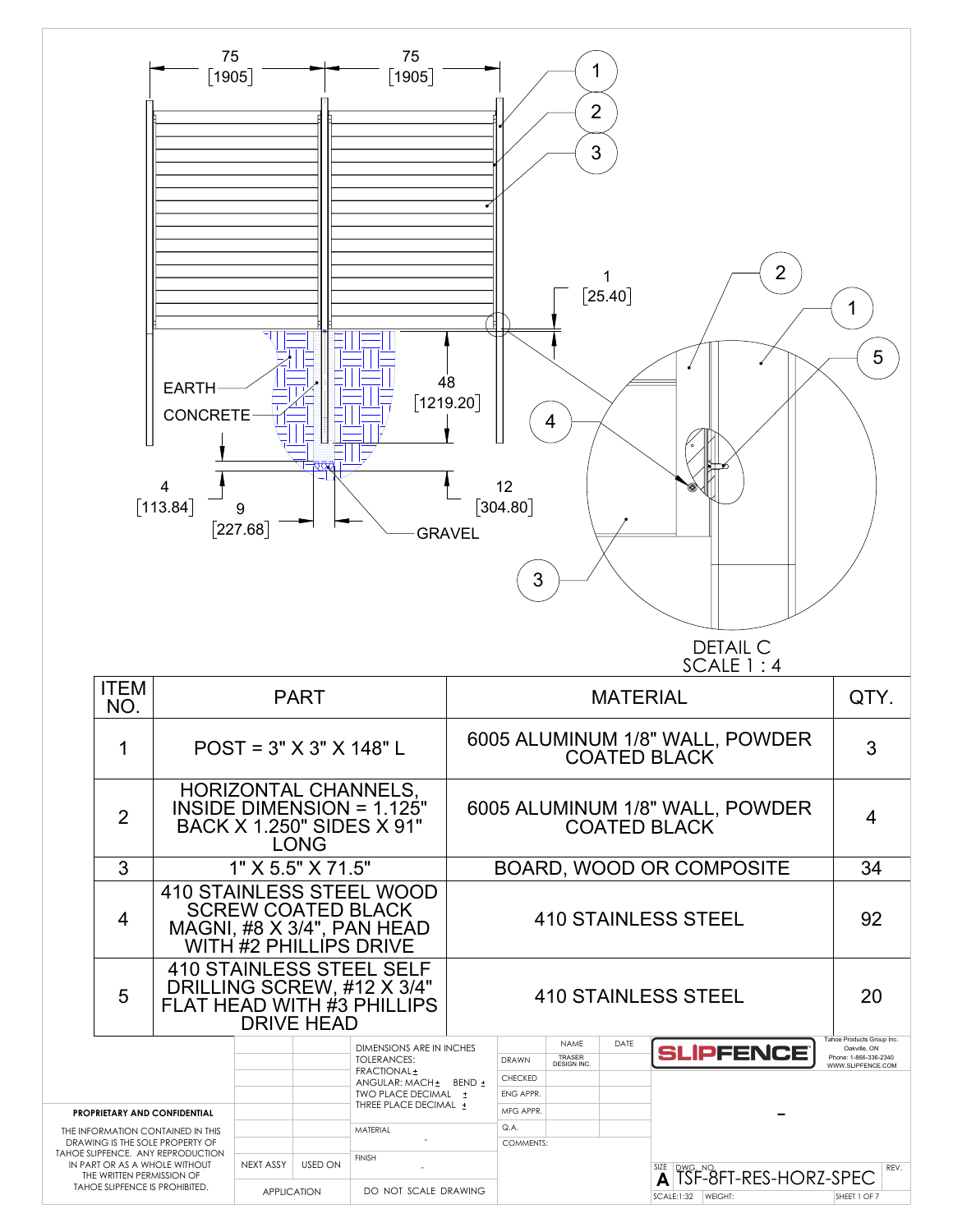75 [1905]

75 [1905]

1 [25.40]

48 [1219.20]

EARTH

CONCRETE

4 [113.84]

9 [227.68]

12 [304.80]

GRAVEL

DETAIL C
SCALE 1 : 4

| ITEM NO. | PART | MATERIAL | QTY. |
| --- | --- | --- | --- |
| 1 | POST = 3" X 3" X 148" L | 6005 ALUMINUM 1/8" WALL, POWDER COATED BLACK | 3 |
| 2 | HORIZONTAL CHANNELS, INSIDE DIMENSION = 1.125" BACK X 1.250" SIDES X 91" LONG | 6005 ALUMINUM 1/8" WALL, POWDER COATED BLACK | 4 |
| 3 | 1" X 5.5" X 71.5" | BOARD, WOOD OR COMPOSITE | 34 |
| 4 | 410 STAINLESS STEEL WOOD SCREW COATED BLACK MAGNI, #8 X 3/4", PAN HEAD WITH #2 PHILLIPS DRIVE | 410 STAINLESS STEEL | 92 |
| 5 | 410 STAINLESS STEEL SELF DRILLING SCREW, #12 X 3/4" FLAT HEAD WITH #3 PHILLIPS DRIVE HEAD | 410 STAINLESS STEEL | 20 |

**PROPRIETARY AND CONFIDENTIAL**

THE INFORMATION CONTAINED IN THIS DRAWING IS THE SOLE PROPERTY OF TAHOE SLIPFENCE. ANY REPRODUCTION IN PART OR AS A WHOLE WITHOUT THE WRITTEN PERMISSION OF TAHOE SLIPFENCE IS PROHIBITED.

| NEXT ASSY | USED ON |
| --- | --- |
| APPLICATION | |

DIMENSIONS ARE IN INCHES
TOLERANCES:
FRACTIONAL ±
ANGULAR: MACH ± BEND ±
TWO PLACE DECIMAL ±
THREE PLACE DECIMAL ±

MATERIAL -

FINISH -

DO NOT SCALE DRAWING

| | NAME | DATE |
| --- | --- | --- |
| DRAWN | TRASER DESIGN INC. | |
| CHECKED | | |
| ENG APPR. | | |
| MFG APPR. | | |
| Q.A. | | |
| COMMENTS: | | |

SLIPFENCE

Tahoe Products Group Inc.
Oakville, ON
Phone: 1-866-336-2340
WWW.SLIPFENCE.COM

-

SIZE A | DWG. NO. TSF-8FT-RES-HORZ-SPEC | REV.

SCALE:1:32 | WEIGHT: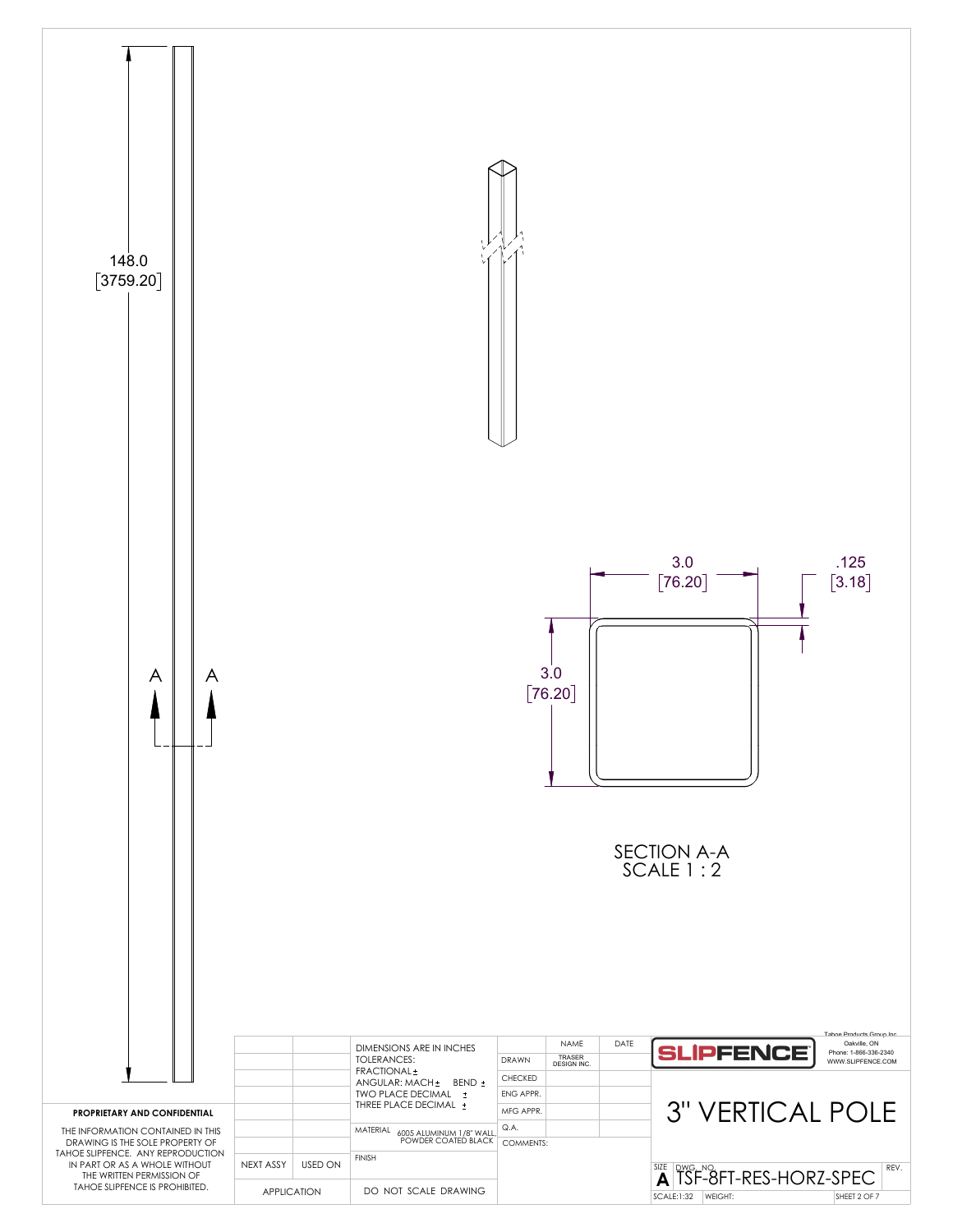148.0
[3759.20]

A A

3.0
[76.20]

.125
[3.18]

3.0
[76.20]

SECTION A-A
SCALE 1 : 2

**PROPRIETARY AND CONFIDENTIAL**

THE INFORMATION CONTAINED IN THIS DRAWING IS THE SOLE PROPERTY OF TAHOE SLIPFENCE. ANY REPRODUCTION IN PART OR AS A WHOLE WITHOUT THE WRITTEN PERMISSION OF TAHOE SLIPFENCE IS PROHIBITED.

| NEXT ASSY | USED ON |
|---|---|
| APPLICATION | |

DIMENSIONS ARE IN INCHES
TOLERANCES:
FRACTIONAL ±
ANGULAR: MACH ± BEND ±
TWO PLACE DECIMAL ±
THREE PLACE DECIMAL ±

MATERIAL 6005 ALUMINUM 1/8" WALL, POWDER COATED BLACK

FINISH

DO NOT SCALE DRAWING

| | NAME | DATE |
|---|---|---|
| DRAWN | TRASER DESIGN INC. | |
| CHECKED | | |
| ENG APPR. | | |
| MFG APPR. | | |
| Q.A. | | |
| COMMENTS: | | |

SLIPFENCE

Tahoe Products Group Inc.
Oakville, ON
Phone: 1-866-336-2340
WWW.SLIPFENCE.COM

# 3" VERTICAL POLE

| SIZE | DWG. NO. | REV. |
|---|---|---|
| A | TSF-8FT-RES-HORZ-SPEC | |

SCALE:1:32 | WEIGHT: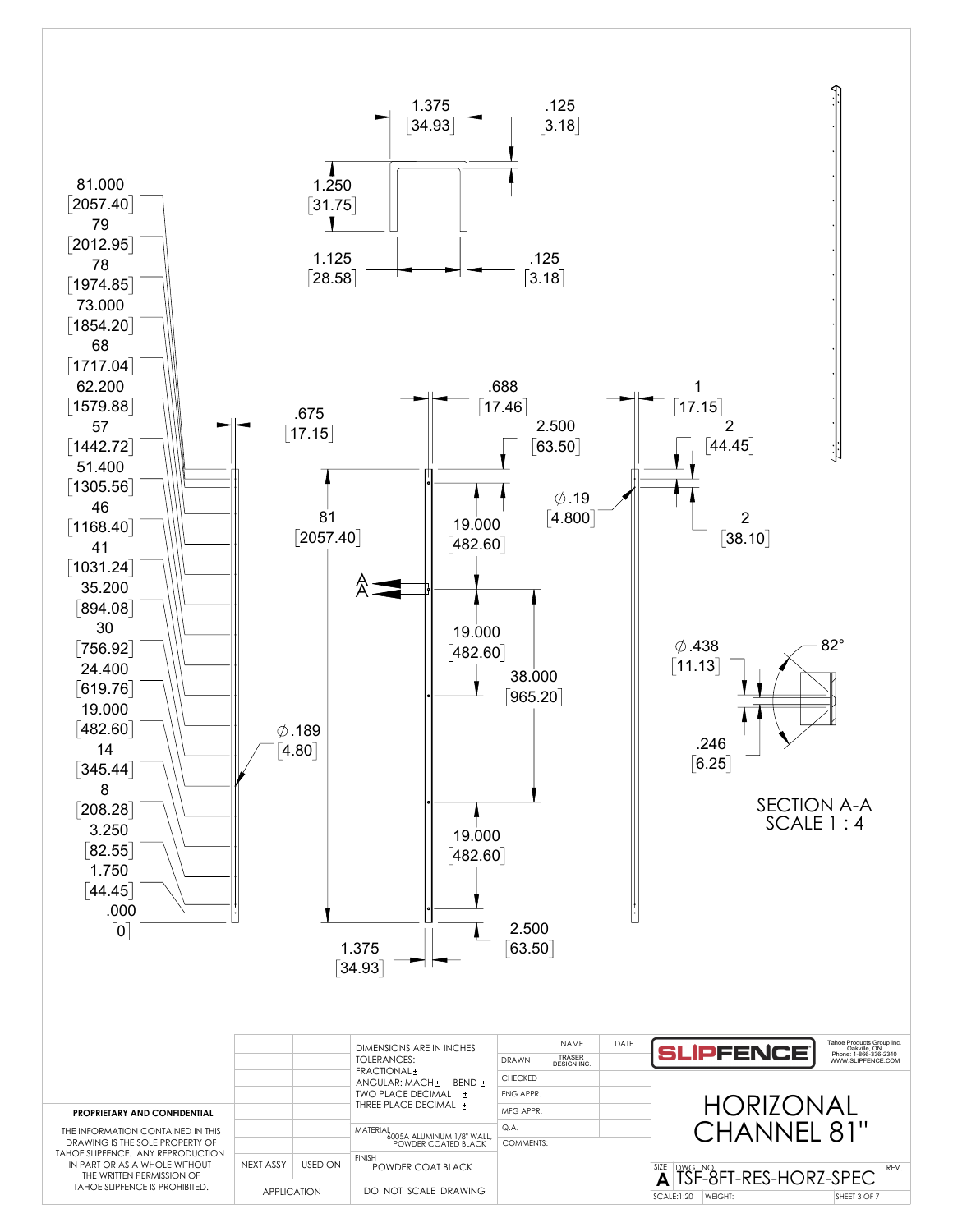1.375 [34.93]

.125 [3.18]

1.250 [31.75]

1.125 [28.58]

.125 [3.18]

81.000 [2057.40]
79 [2012.95]
78 [1974.85]
73.000 [1854.20]
68 [1717.04]
62.200 [1579.88]
57 [1442.72]
51.400 [1305.56]
46 [1168.40]
41 [1031.24]
35.200 [894.08]
30 [756.92]
24.400 [619.76]
19.000 [482.60]
14 [345.44]
8 [208.28]
3.250 [82.55]
1.750 [44.45]
.000 [0]

.675 [17.15]

∅.189 [4.80]

81 [2057.40]

A A

.688 [17.46]

2.500 [63.50]

19.000 [482.60]

19.000 [482.60]

38.000 [965.20]

19.000 [482.60]

2.500 [63.50]

1.375 [34.93]

∅.19 [4.800]

1 [17.15]

2 [44.45]

2 [38.10]

∅.438 [11.13]

82°

.246 [6.25]

SECTION A-A
SCALE 1 : 4

| | | DIMENSIONS ARE IN INCHES<br>TOLERANCES:<br>FRACTIONAL ±<br>ANGULAR: MACH ± BEND ±<br>TWO PLACE DECIMAL ±<br>THREE PLACE DECIMAL ± | | NAME | DATE |
|---|---|---|---|---|---|
| | | | DRAWN | TRASER DESIGN INC. | |
| | | | CHECKED | | |
| | | | ENG APPR. | | |
| | | | MFG APPR. | | |
| | | MATERIAL<br>6005A ALUMINUM 1/8" WALL, POWDER COATED BLACK | Q.A. | | |
| | | | COMMENTS: | | |
| NEXT ASSY | USED ON | FINISH<br>POWDER COAT BLACK | | | |
| APPLICATION | | DO NOT SCALE DRAWING | | | |

**PROPRIETARY AND CONFIDENTIAL**

THE INFORMATION CONTAINED IN THIS DRAWING IS THE SOLE PROPERTY OF TAHOE SLIPFENCE. ANY REPRODUCTION IN PART OR AS A WHOLE WITHOUT THE WRITTEN PERMISSION OF TAHOE SLIPFENCE IS PROHIBITED.

SLIPFENCE

Tahoe Products Group Inc.
Oakville, ON
Phone: 1-866-336-2340
WWW.SLIPFENCE.COM

# HORIZONAL CHANNEL 81"

SIZE: A | DWG. NO.: TSF-8FT-RES-HORZ-SPEC | REV.

SCALE:1:20 | WEIGHT: | SHEET 3 OF 7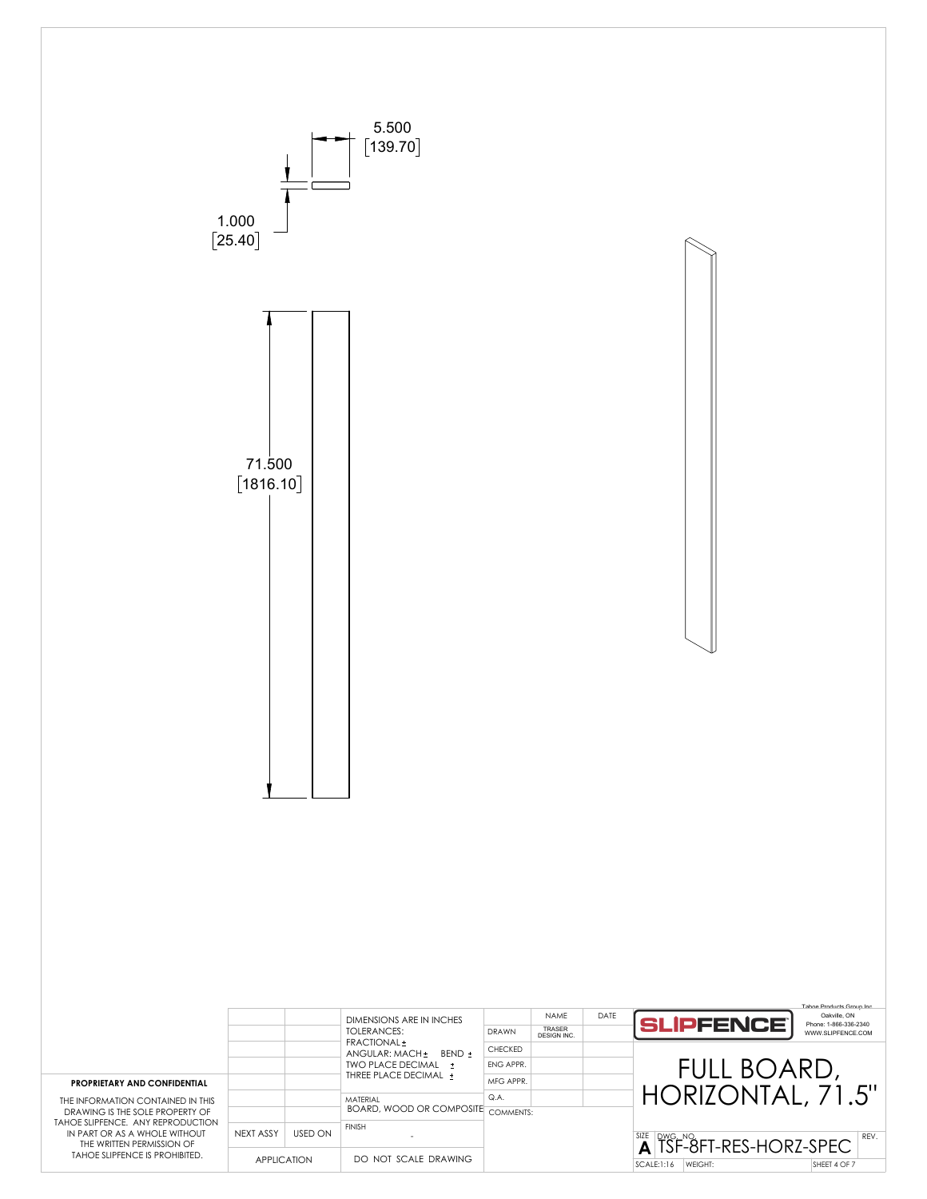5.500
[139.70]

1.000
[25.40]

71.500
[1816.10]

**PROPRIETARY AND CONFIDENTIAL**

THE INFORMATION CONTAINED IN THIS DRAWING IS THE SOLE PROPERTY OF TAHOE SLIPFENCE. ANY REPRODUCTION IN PART OR AS A WHOLE WITHOUT THE WRITTEN PERMISSION OF TAHOE SLIPFENCE IS PROHIBITED.

| | | | | NAME | DATE |
|---|---|---|---|---|---|
| | | DIMENSIONS ARE IN INCHES<br>TOLERANCES:<br>FRACTIONAL ±<br>ANGULAR: MACH ± BEND ±<br>TWO PLACE DECIMAL ±<br>THREE PLACE DECIMAL ± | DRAWN | TRASER DESIGN INC. | |
| | | | CHECKED | | |
| | | | ENG APPR. | | |
| | | | MFG APPR. | | |
| | | MATERIAL<br>BOARD, WOOD OR COMPOSITE | Q.A. | | |
| NEXT ASSY | USED ON | FINISH<br>- | COMMENTS: | | |
| APPLICATION | | DO NOT SCALE DRAWING | | | |

Tahoe Products Group Inc.
Oakville, ON
Phone: 1-866-336-2340
WWW.SLIPFENCE.COM

SLIPFENCE

# FULL BOARD, HORIZONTAL, 71.5"

SIZE: A
DWG. NO. TSF-8FT-RES-HORZ-SPEC
REV.
SCALE:1:16
WEIGHT: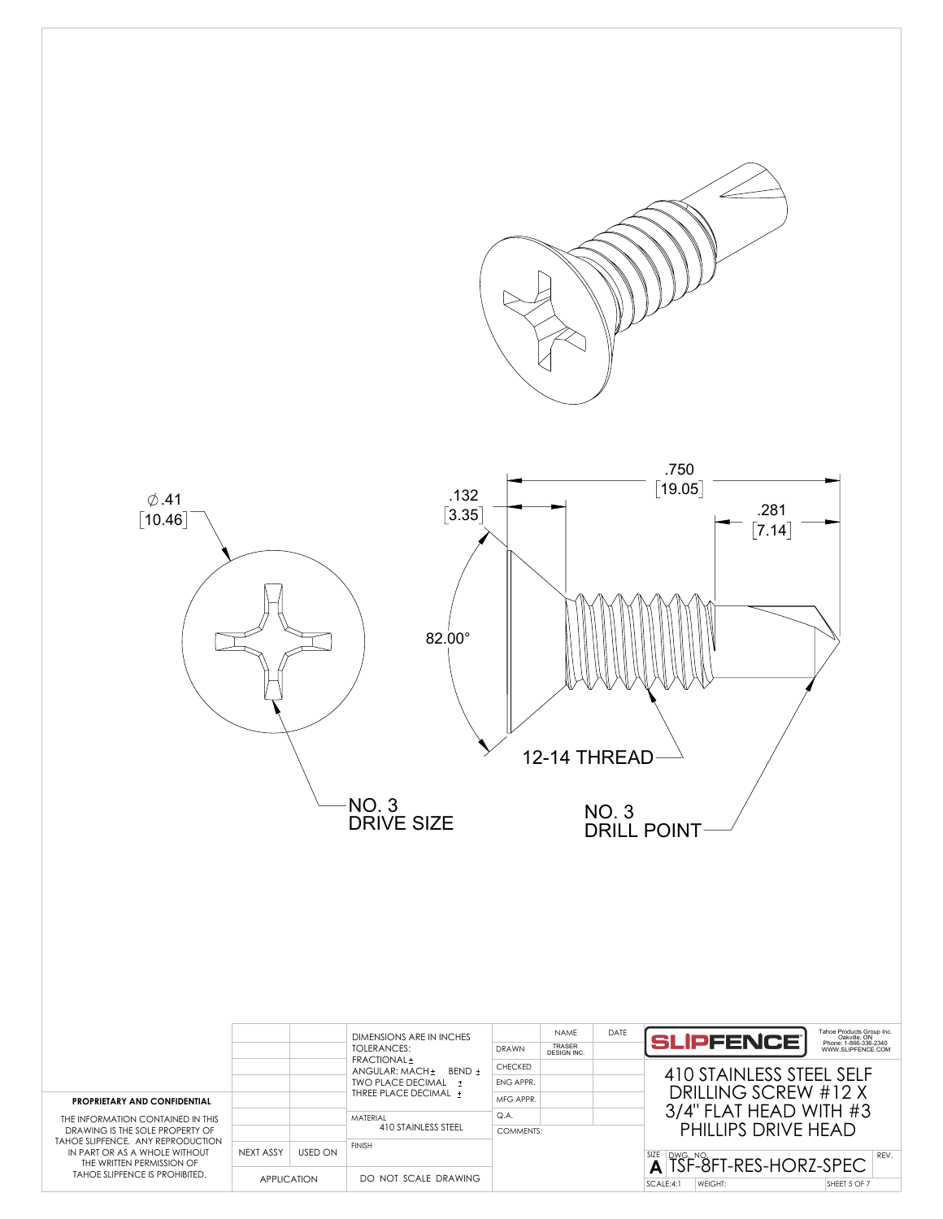∅.41
[10.46]

.132
[3.35]

.750
[19.05]

.281
[7.14]

82.00°

12-14 THREAD

NO. 3
DRIVE SIZE

NO. 3
DRILL POINT

**PROPRIETARY AND CONFIDENTIAL**

THE INFORMATION CONTAINED IN THIS DRAWING IS THE SOLE PROPERTY OF TAHOE SLIPFENCE. ANY REPRODUCTION IN PART OR AS A WHOLE WITHOUT THE WRITTEN PERMISSION OF TAHOE SLIPFENCE IS PROHIBITED.

| | | | | NAME | DATE |
|---|---|---|---|---|---|
| | | DIMENSIONS ARE IN INCHES TOLERANCES: FRACTIONAL ± ANGULAR: MACH ± BEND ± TWO PLACE DECIMAL ± THREE PLACE DECIMAL ± | DRAWN | TRASER DESIGN INC. | |
| | | | CHECKED | | |
| | | | ENG APPR. | | |
| | | | MFG APPR. | | |
| | | MATERIAL 410 STAINLESS STEEL | Q.A. | | |
| | | | COMMENTS: | | |
| NEXT ASSY | USED ON | FINISH | | | |
| APPLICATION | | DO NOT SCALE DRAWING | | | |

SLIPFENCE
Tahoe Products Group Inc.
Oakville, ON
Phone: 1-866-336-2340
WWW.SLIPFENCE.COM

410 STAINLESS STEEL SELF DRILLING SCREW #12 X 3/4" FLAT HEAD WITH #3 PHILLIPS DRIVE HEAD

| SIZE | DWG. NO. | REV. |
|---|---|---|
| A | TSF-8FT-RES-HORZ-SPEC | |
| SCALE:4:1 | WEIGHT: | SHEET 5 OF 7 |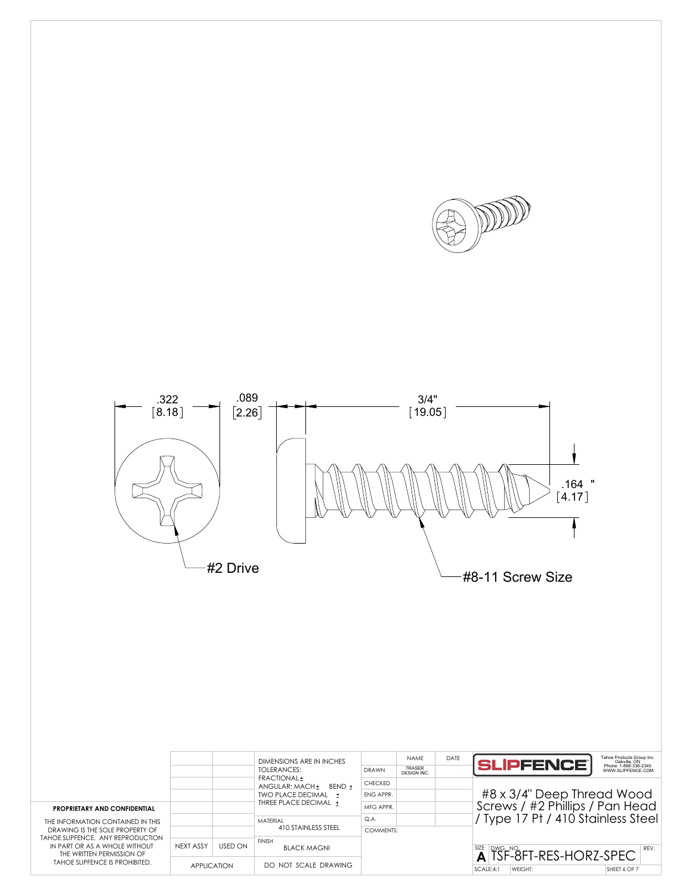.322
[8.18]

.089
[2.26]

3/4"
[19.05]

.164 "
[4.17]

#2 Drive

#8-11 Screw Size

**PROPRIETARY AND CONFIDENTIAL**

THE INFORMATION CONTAINED IN THIS DRAWING IS THE SOLE PROPERTY OF TAHOE SLIPFENCE. ANY REPRODUCTION IN PART OR AS A WHOLE WITHOUT THE WRITTEN PERMISSION OF TAHOE SLIPFENCE IS PROHIBITED.

| NEXT ASSY | USED ON |
|---|---|
| APPLICATION | |

DIMENSIONS ARE IN INCHES
TOLERANCES:
FRACTIONAL ±
ANGULAR: MACH ± BEND ±
TWO PLACE DECIMAL ±
THREE PLACE DECIMAL ±

MATERIAL
410 STAINLESS STEEL

FINISH
BLACK MAGNI

DO NOT SCALE DRAWING

| | NAME | DATE |
|---|---|---|
| DRAWN | TRASER DESIGN INC. | |
| CHECKED | | |
| ENG APPR. | | |
| MFG APPR. | | |
| Q.A. | | |
| COMMENTS: | | |

SLIPFENCE

Tahoe Products Group Inc.
Oakville, ON
Phone: 1-866-336-2340
WWW.SLIPFENCE.COM

#8 x 3/4" Deep Thread Wood Screws / #2 Phillips / Pan Head / Type 17 Pt / 410 Stainless Steel

| SIZE | DWG. NO. | REV. |
|---|---|---|
| A | TSF-8FT-RES-HORZ-SPEC | |

SCALE:4:1 | WEIGHT: | SHEET 6 OF 7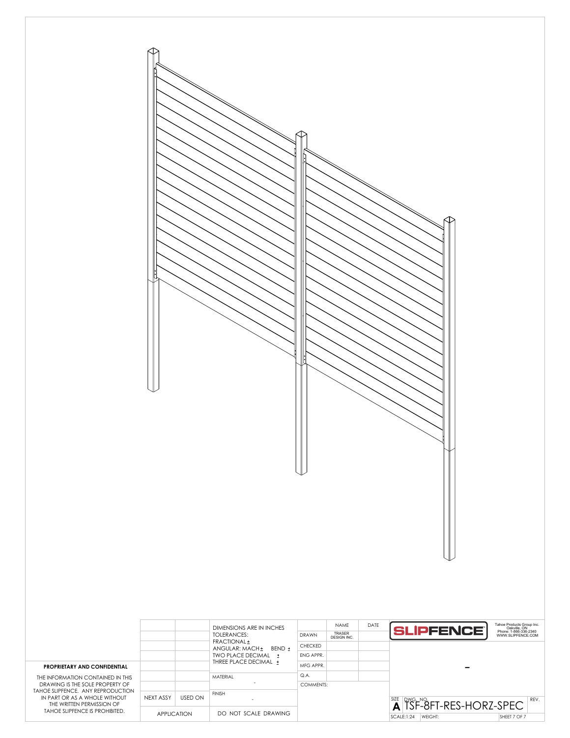**PROPRIETARY AND CONFIDENTIAL**

THE INFORMATION CONTAINED IN THIS DRAWING IS THE SOLE PROPERTY OF TAHOE SLIPFENCE. ANY REPRODUCTION IN PART OR AS A WHOLE WITHOUT THE WRITTEN PERMISSION OF TAHOE SLIPFENCE IS PROHIBITED.

| | |
|---|---|
| | |
| | |
| | |
| | |
| | |
| | |
| NEXT ASSY | USED ON |
| APPLICATION | |

DIMENSIONS ARE IN INCHES
TOLERANCES:
FRACTIONAL ±
ANGULAR: MACH ± BEND ±
TWO PLACE DECIMAL ±
THREE PLACE DECIMAL ±

MATERIAL
-

FINISH
-

DO NOT SCALE DRAWING

| | NAME | DATE |
|---|---|---|
| DRAWN | TRASER DESIGN INC. | |
| CHECKED | | |
| ENG APPR. | | |
| MFG APPR. | | |
| Q.A. | | |
| COMMENTS: | | |

SLIPFENCE

Tahoe Products Group Inc.
Oakville, ON
Phone: 1-866-336-2340
WWW.SLIPFENCE.COM

-

SIZE: A
DWG. NO. TSF-8FT-RES-HORZ-SPEC
REV.

SCALE:1:24
WEIGHT:
SHEET 7 OF 7